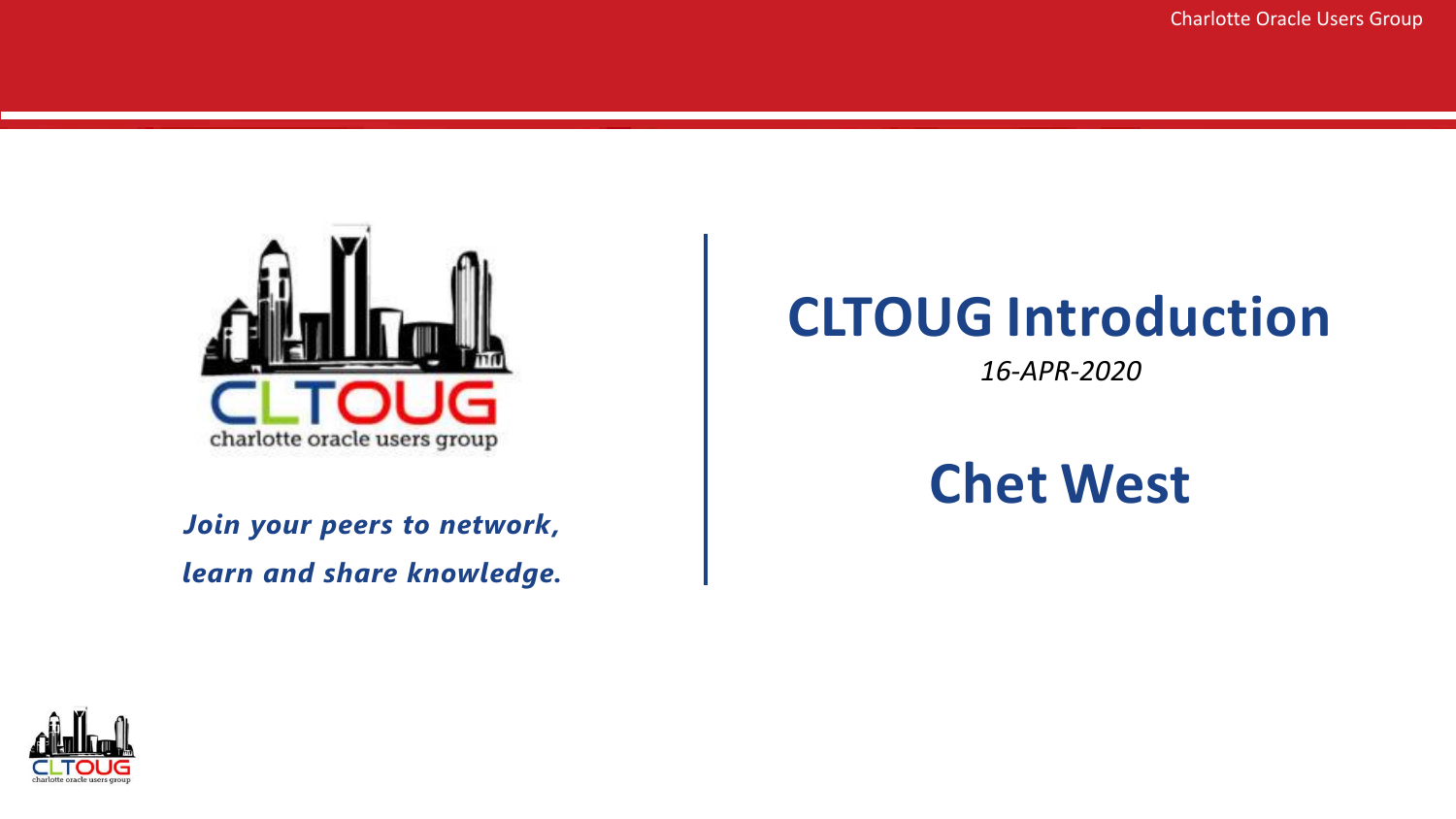# CLTOUG Introduction

*16-APR-2020*

## Chet West

***Join your peers to network, learn and share knowledge.***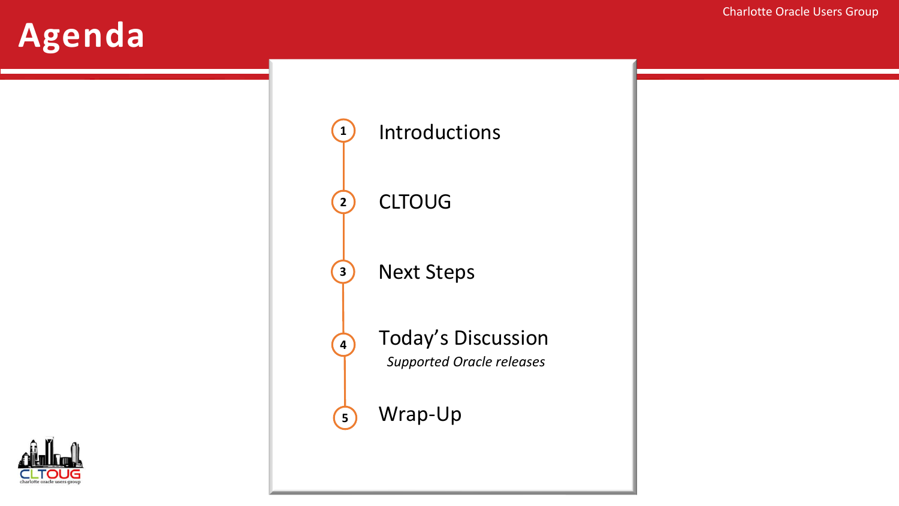# Agenda

1. Introductions
2. CLTOUG
3. Next Steps
4. Today's Discussion
   *Supported Oracle releases*
5. Wrap-Up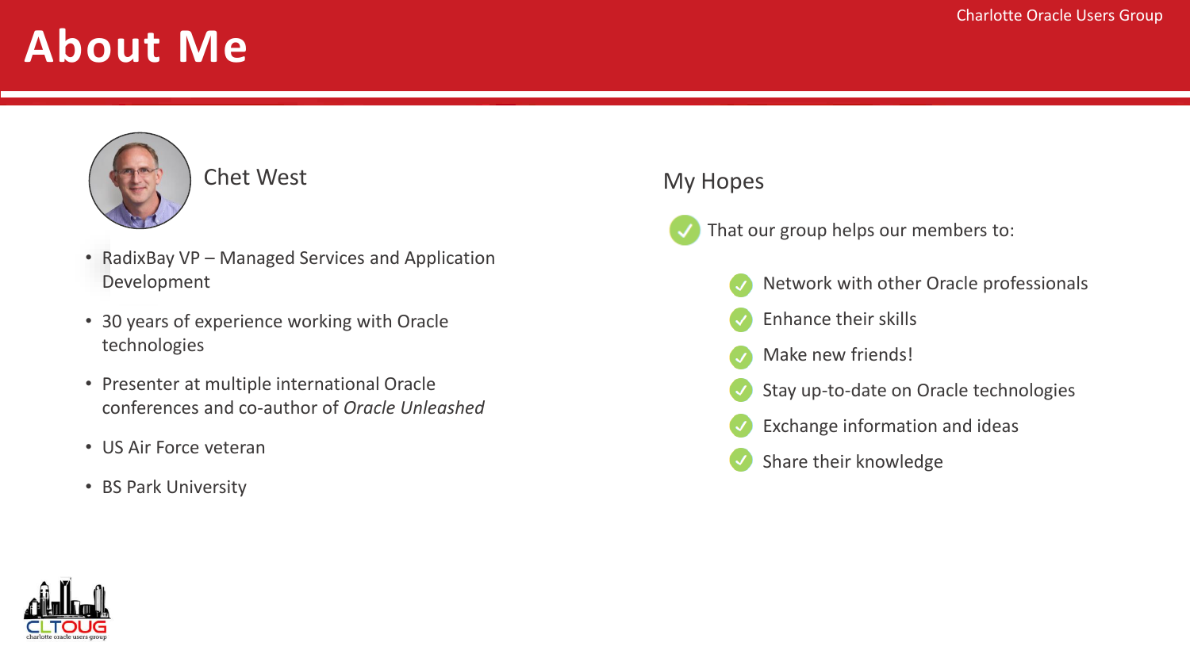# About Me

Chet West

- RadixBay VP – Managed Services and Application Development
- 30 years of experience working with Oracle technologies
- Presenter at multiple international Oracle conferences and co-author of *Oracle Unleashed*
- US Air Force veteran
- BS Park University

## My Hopes

- That our group helps our members to:
  - Network with other Oracle professionals
  - Enhance their skills
  - Make new friends!
  - Stay up-to-date on Oracle technologies
  - Exchange information and ideas
  - Share their knowledge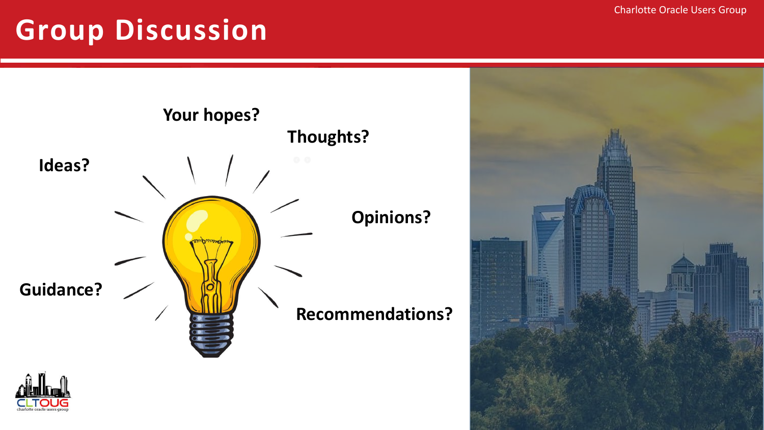# Group Discussion

Your hopes?

Thoughts?

Ideas?

Opinions?

Guidance?

Recommendations?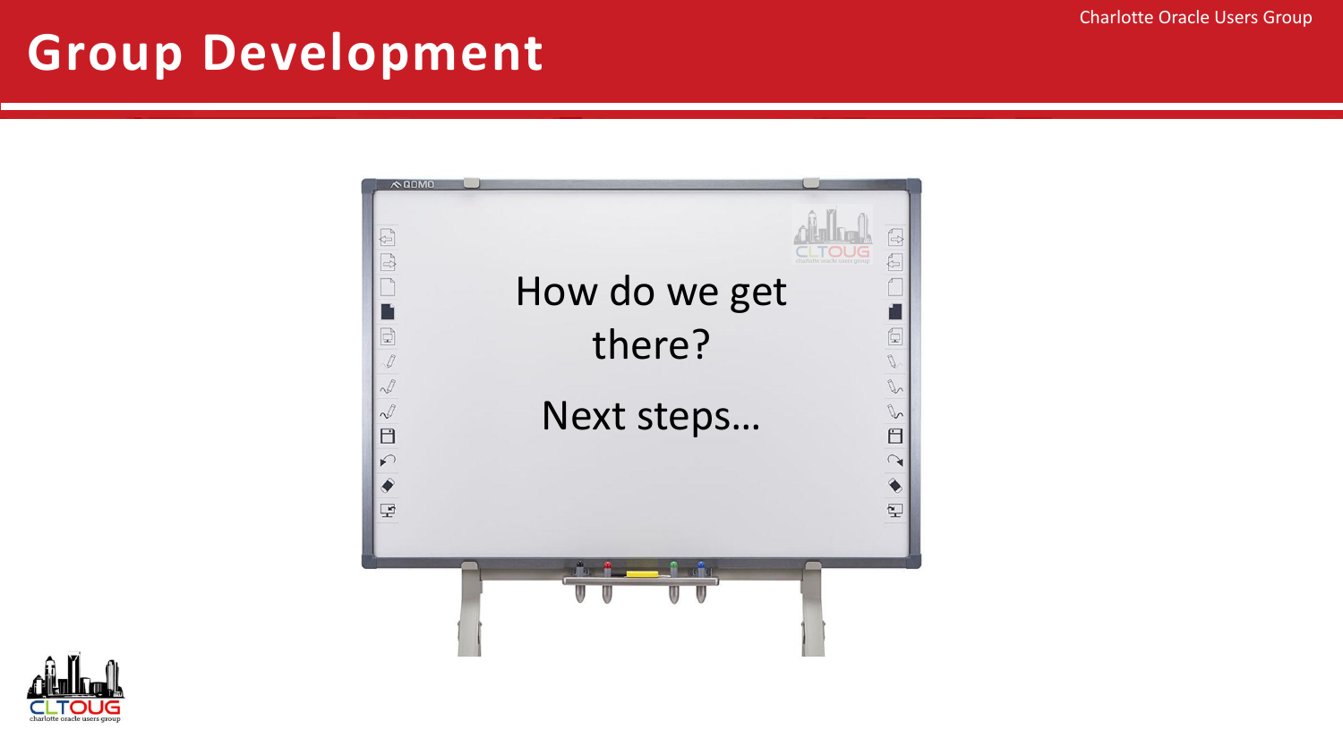# Group Development

How do we get there?

Next steps…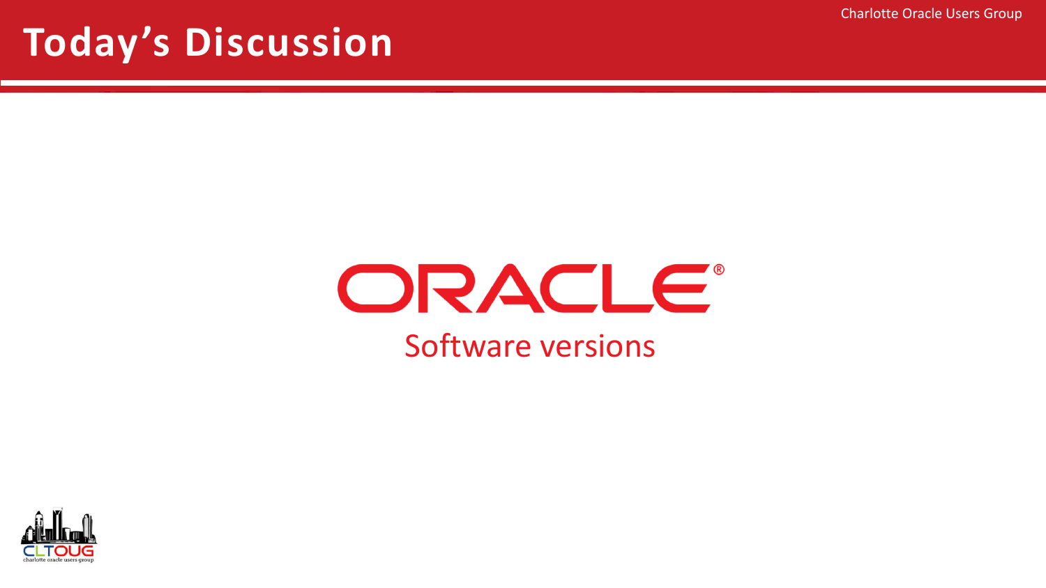# Today's Discussion

ORACLE®

Software versions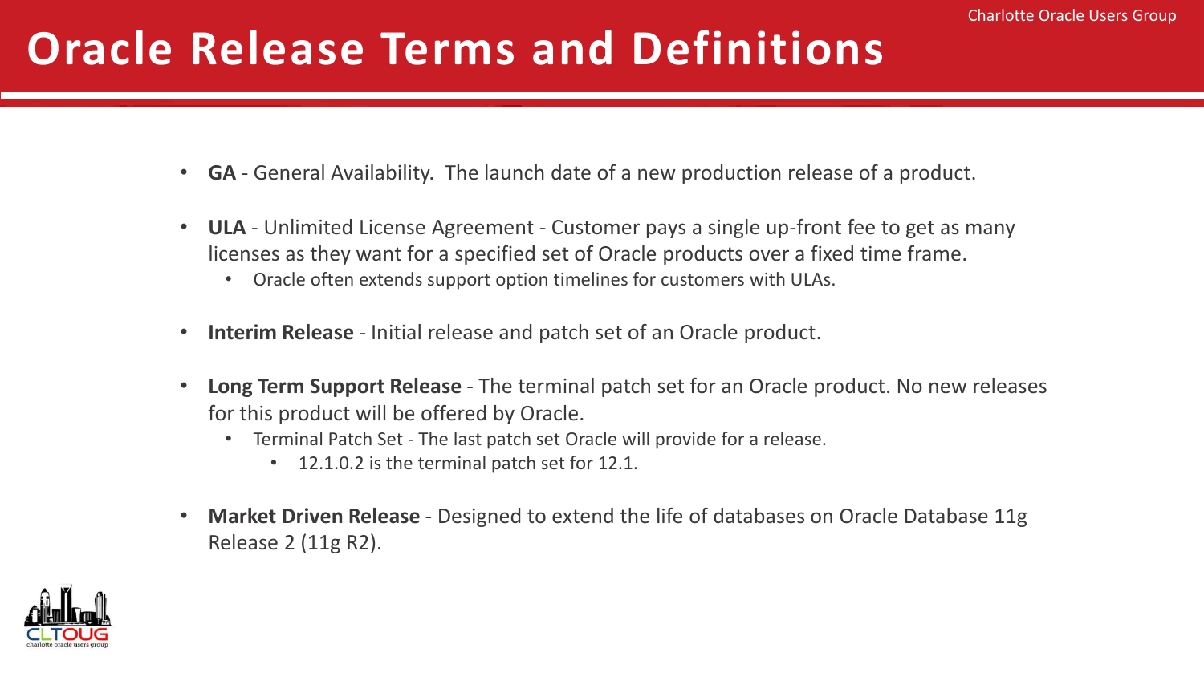# Oracle Release Terms and Definitions

- **GA** - General Availability. The launch date of a new production release of a product.
- **ULA** - Unlimited License Agreement - Customer pays a single up-front fee to get as many licenses as they want for a specified set of Oracle products over a fixed time frame.
  - Oracle often extends support option timelines for customers with ULAs.
- **Interim Release** - Initial release and patch set of an Oracle product.
- **Long Term Support Release** - The terminal patch set for an Oracle product. No new releases for this product will be offered by Oracle.
  - Terminal Patch Set - The last patch set Oracle will provide for a release.
    - 12.1.0.2 is the terminal patch set for 12.1.
- **Market Driven Release** - Designed to extend the life of databases on Oracle Database 11g Release 2 (11g R2).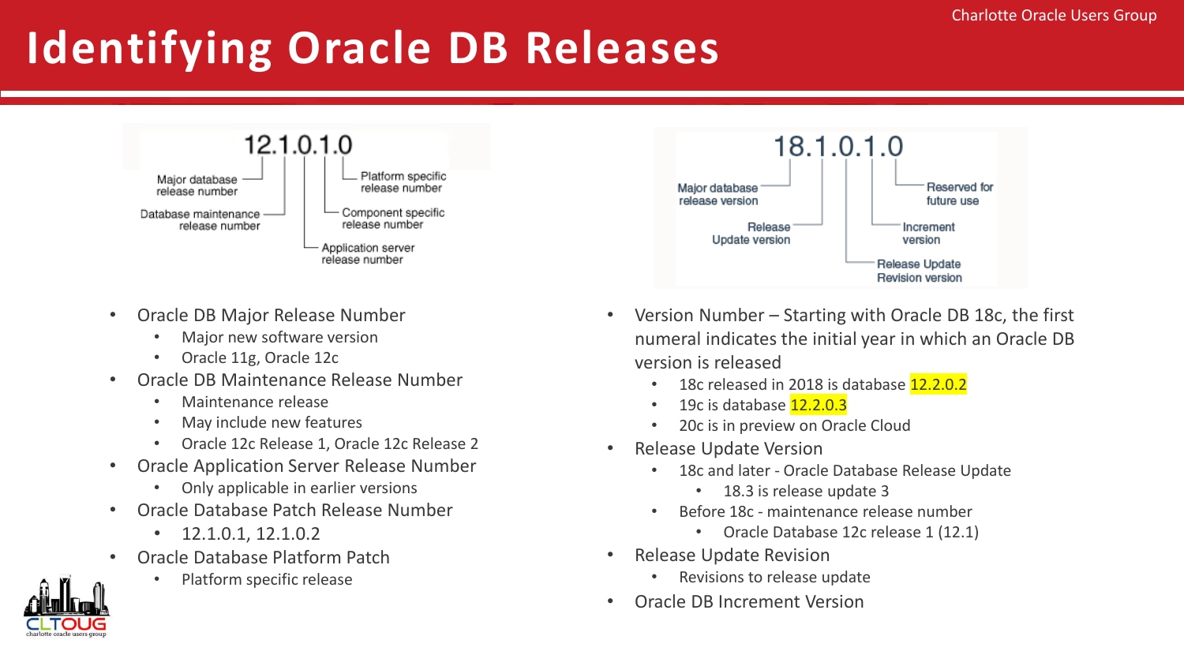# Identifying Oracle DB Releases

12.1.0.1.0

- Major database release number
- Database maintenance release number
- Application server release number
- Component specific release number
- Platform specific release number

- Oracle DB Major Release Number
  - Major new software version
  - Oracle 11g, Oracle 12c
- Oracle DB Maintenance Release Number
  - Maintenance release
  - May include new features
  - Oracle 12c Release 1, Oracle 12c Release 2
- Oracle Application Server Release Number
  - Only applicable in earlier versions
- Oracle Database Patch Release Number
  - 12.1.0.1, 12.1.0.2
- Oracle Database Platform Patch
  - Platform specific release

18.1.0.1.0

- Major database release version
- Release Update version
- Release Update Revision version
- Increment version
- Reserved for future use

- Version Number – Starting with Oracle DB 18c, the first numeral indicates the initial year in which an Oracle DB version is released
  - 18c released in 2018 is database 12.2.0.2
  - 19c is database 12.2.0.3
  - 20c is in preview on Oracle Cloud
- Release Update Version
  - 18c and later - Oracle Database Release Update
    - 18.3 is release update 3
  - Before 18c - maintenance release number
    - Oracle Database 12c release 1 (12.1)
- Release Update Revision
  - Revisions to release update
- Oracle DB Increment Version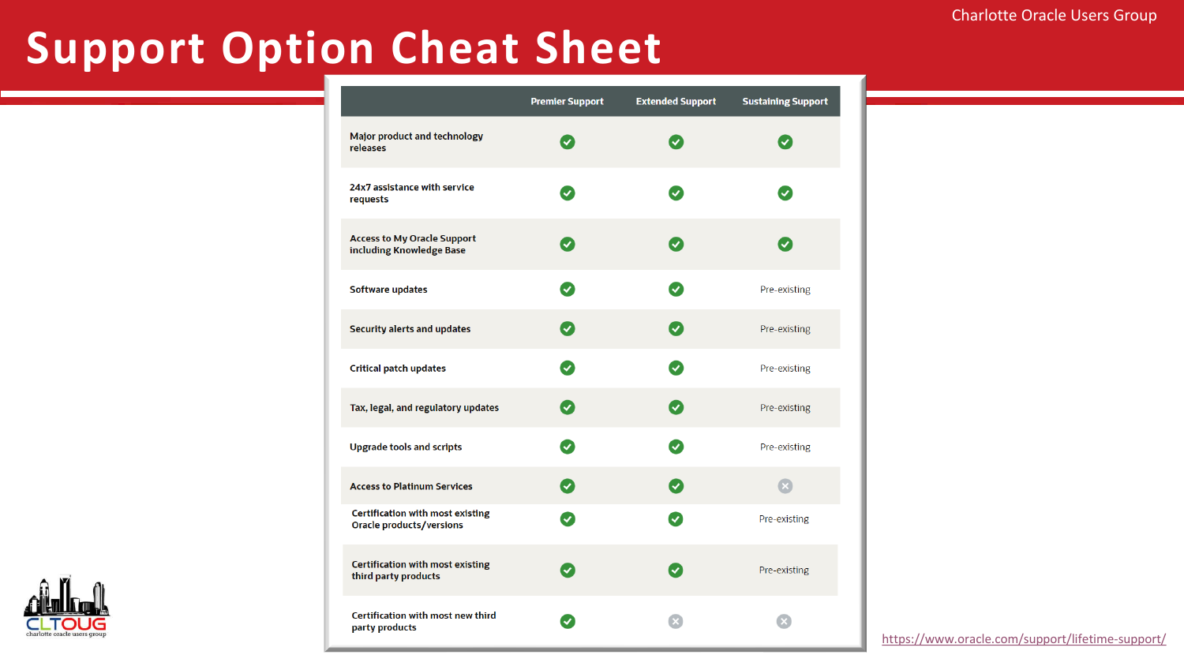# Support Option Cheat Sheet

Charlotte Oracle Users Group

| | Premier Support | Extended Support | Sustaining Support |
|---|---|---|---|
| Major product and technology releases | ✔ | ✔ | ✔ |
| 24x7 assistance with service requests | ✔ | ✔ | ✔ |
| Access to My Oracle Support including Knowledge Base | ✔ | ✔ | ✔ |
| Software updates | ✔ | ✔ | Pre-existing |
| Security alerts and updates | ✔ | ✔ | Pre-existing |
| Critical patch updates | ✔ | ✔ | Pre-existing |
| Tax, legal, and regulatory updates | ✔ | ✔ | Pre-existing |
| Upgrade tools and scripts | ✔ | ✔ | Pre-existing |
| Access to Platinum Services | ✔ | ✔ | ✖ |
| Certification with most existing Oracle products/versions | ✔ | ✔ | Pre-existing |
| Certification with most existing third party products | ✔ | ✔ | Pre-existing |
| Certification with most new third party products | ✔ | ✖ | ✖ |

CLTOUG charlotte oracle users group

https://www.oracle.com/support/lifetime-support/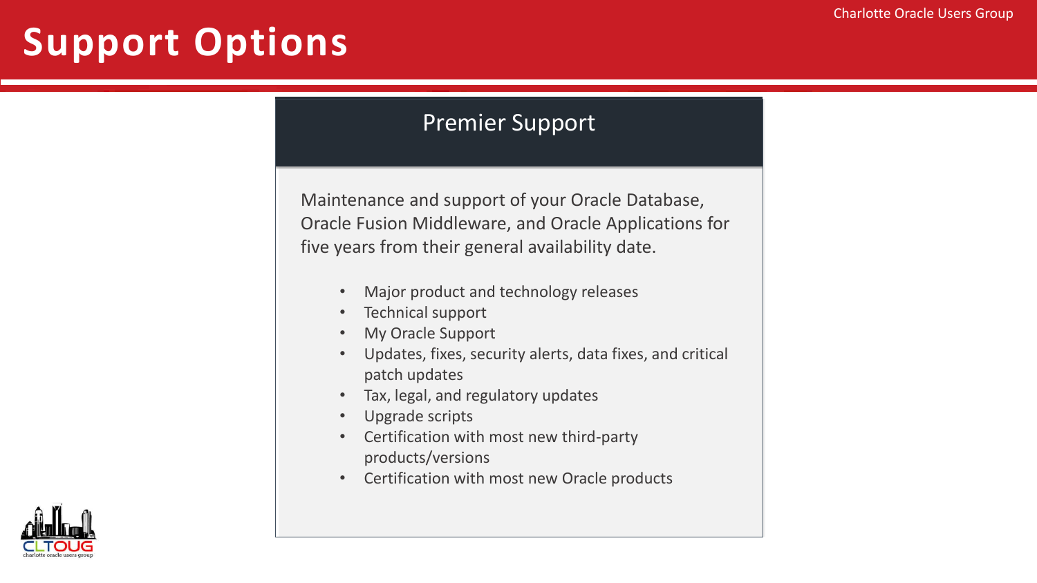# Support Options

## Premier Support

Maintenance and support of your Oracle Database, Oracle Fusion Middleware, and Oracle Applications for five years from their general availability date.

- Major product and technology releases
- Technical support
- My Oracle Support
- Updates, fixes, security alerts, data fixes, and critical patch updates
- Tax, legal, and regulatory updates
- Upgrade scripts
- Certification with most new third-party products/versions
- Certification with most new Oracle products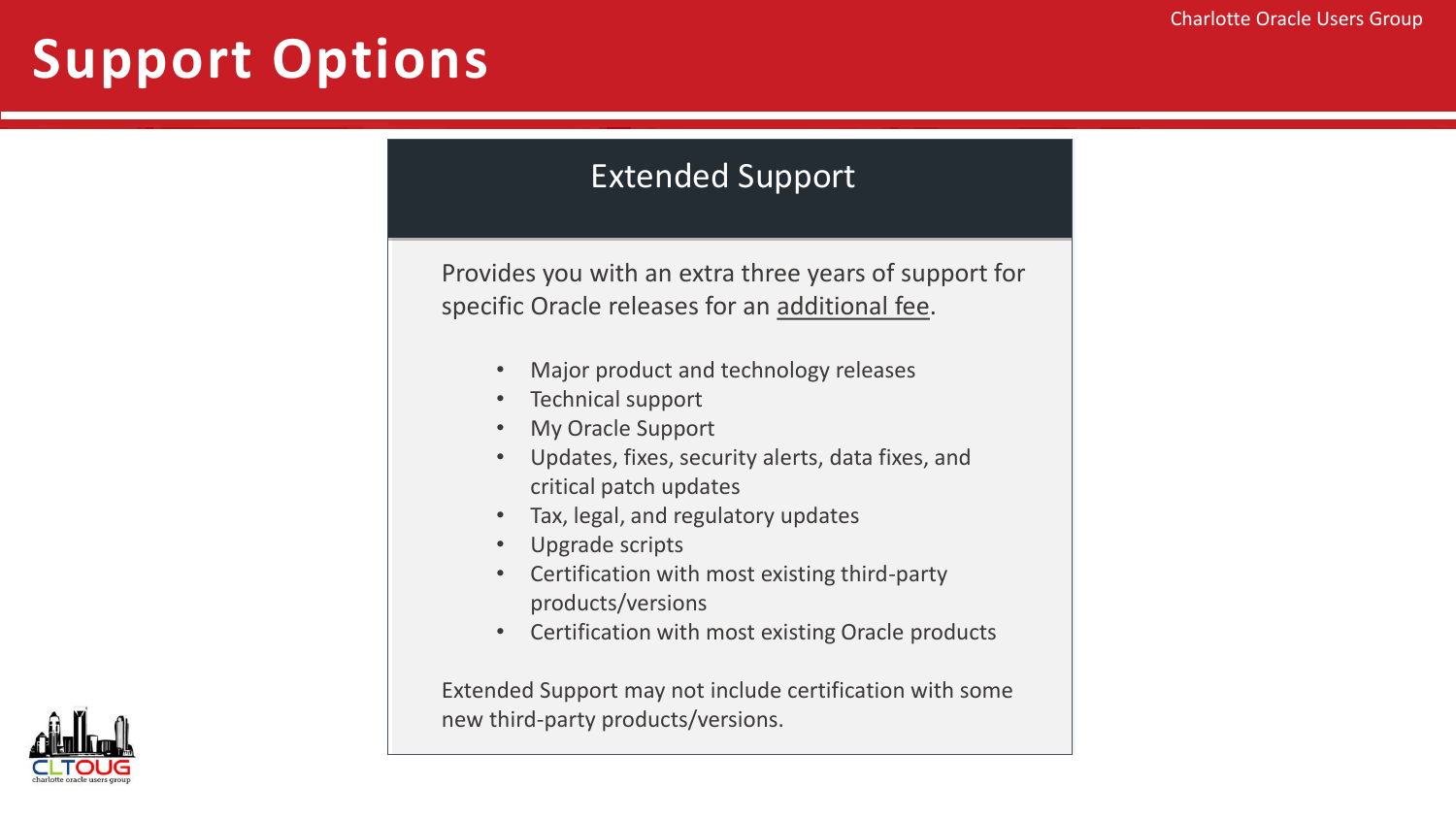# Support Options

## Extended Support

Provides you with an extra three years of support for specific Oracle releases for an additional fee.

- Major product and technology releases
- Technical support
- My Oracle Support
- Updates, fixes, security alerts, data fixes, and critical patch updates
- Tax, legal, and regulatory updates
- Upgrade scripts
- Certification with most existing third-party products/versions
- Certification with most existing Oracle products

Extended Support may not include certification with some new third-party products/versions.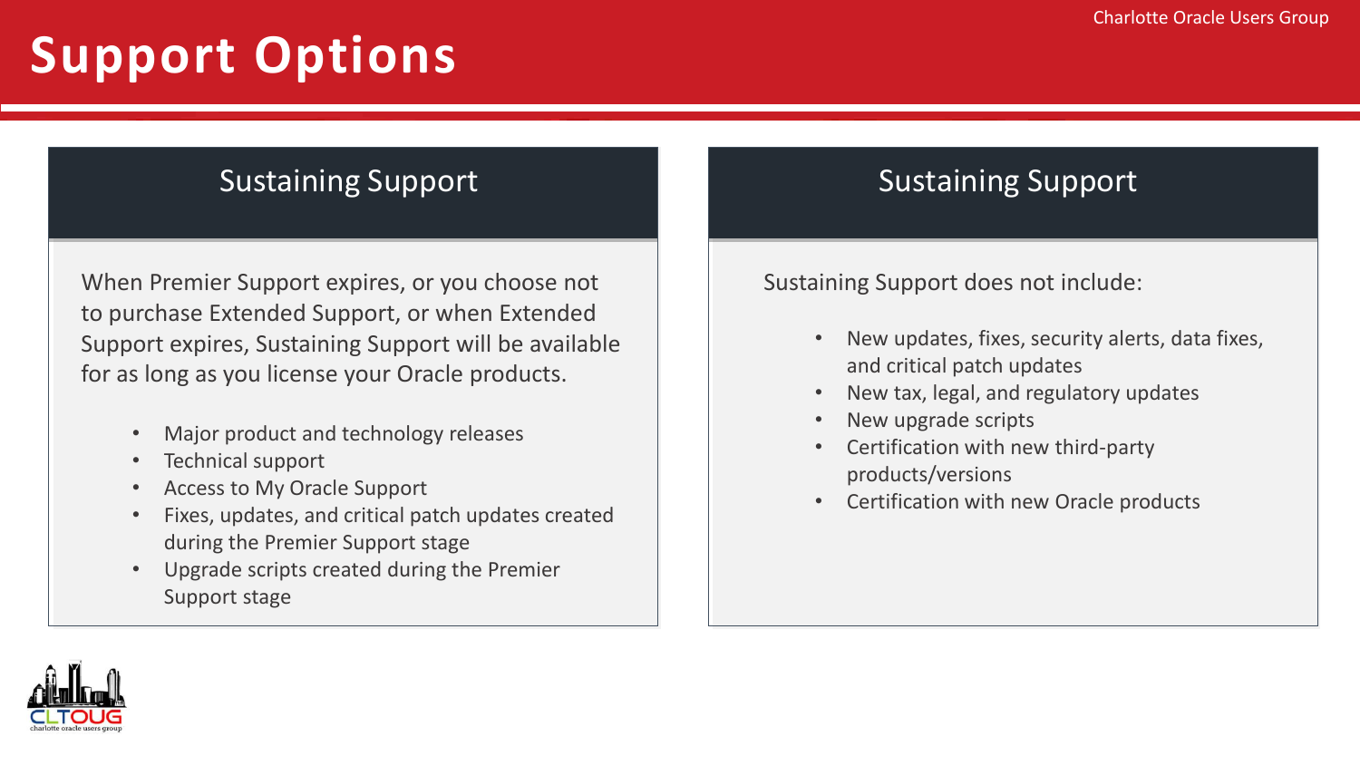# Support Options

## Sustaining Support

When Premier Support expires, or you choose not to purchase Extended Support, or when Extended Support expires, Sustaining Support will be available for as long as you license your Oracle products.

- Major product and technology releases
- Technical support
- Access to My Oracle Support
- Fixes, updates, and critical patch updates created during the Premier Support stage
- Upgrade scripts created during the Premier Support stage

## Sustaining Support

Sustaining Support does not include:

- New updates, fixes, security alerts, data fixes, and critical patch updates
- New tax, legal, and regulatory updates
- New upgrade scripts
- Certification with new third-party products/versions
- Certification with new Oracle products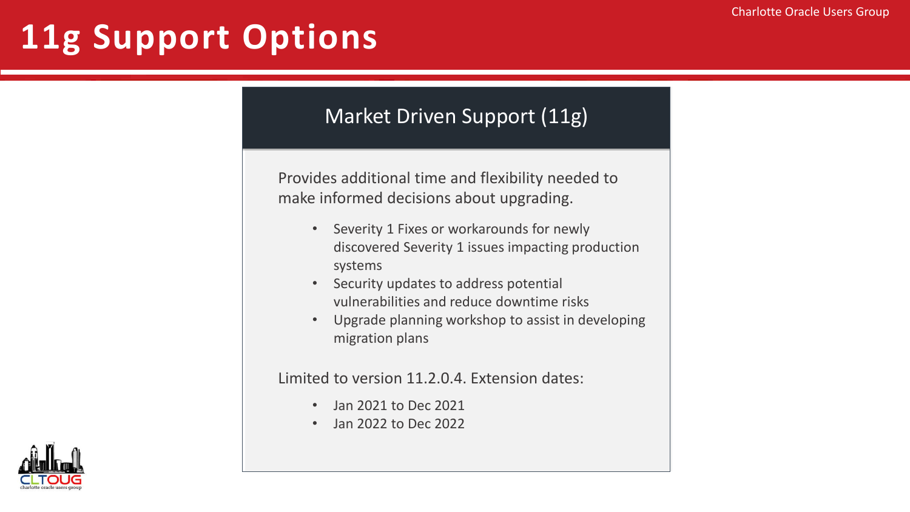# 11g Support Options

## Market Driven Support (11g)

Provides additional time and flexibility needed to make informed decisions about upgrading.

- Severity 1 Fixes or workarounds for newly discovered Severity 1 issues impacting production systems
- Security updates to address potential vulnerabilities and reduce downtime risks
- Upgrade planning workshop to assist in developing migration plans

Limited to version 11.2.0.4. Extension dates:

- Jan 2021 to Dec 2021
- Jan 2022 to Dec 2022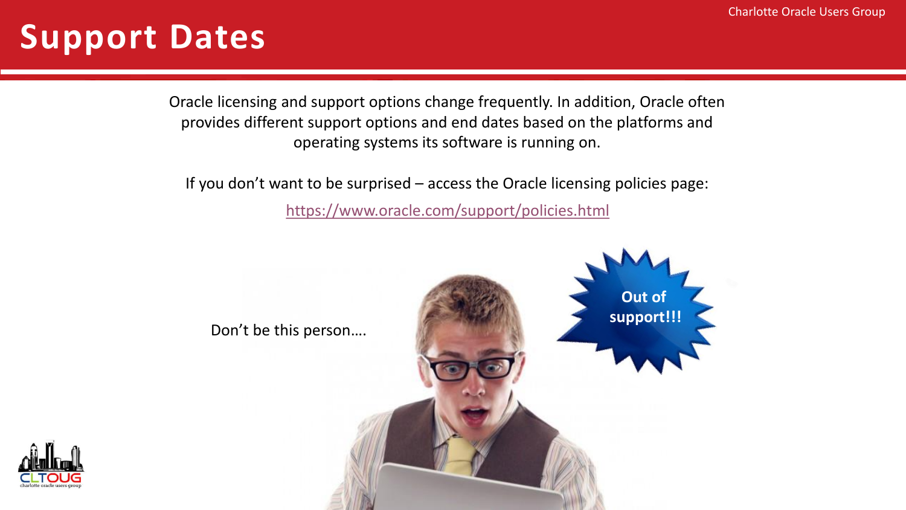# Support Dates

Oracle licensing and support options change frequently. In addition, Oracle often provides different support options and end dates based on the platforms and operating systems its software is running on.

If you don't want to be surprised – access the Oracle licensing policies page:

https://www.oracle.com/support/policies.html

Don't be this person….

Out of support!!!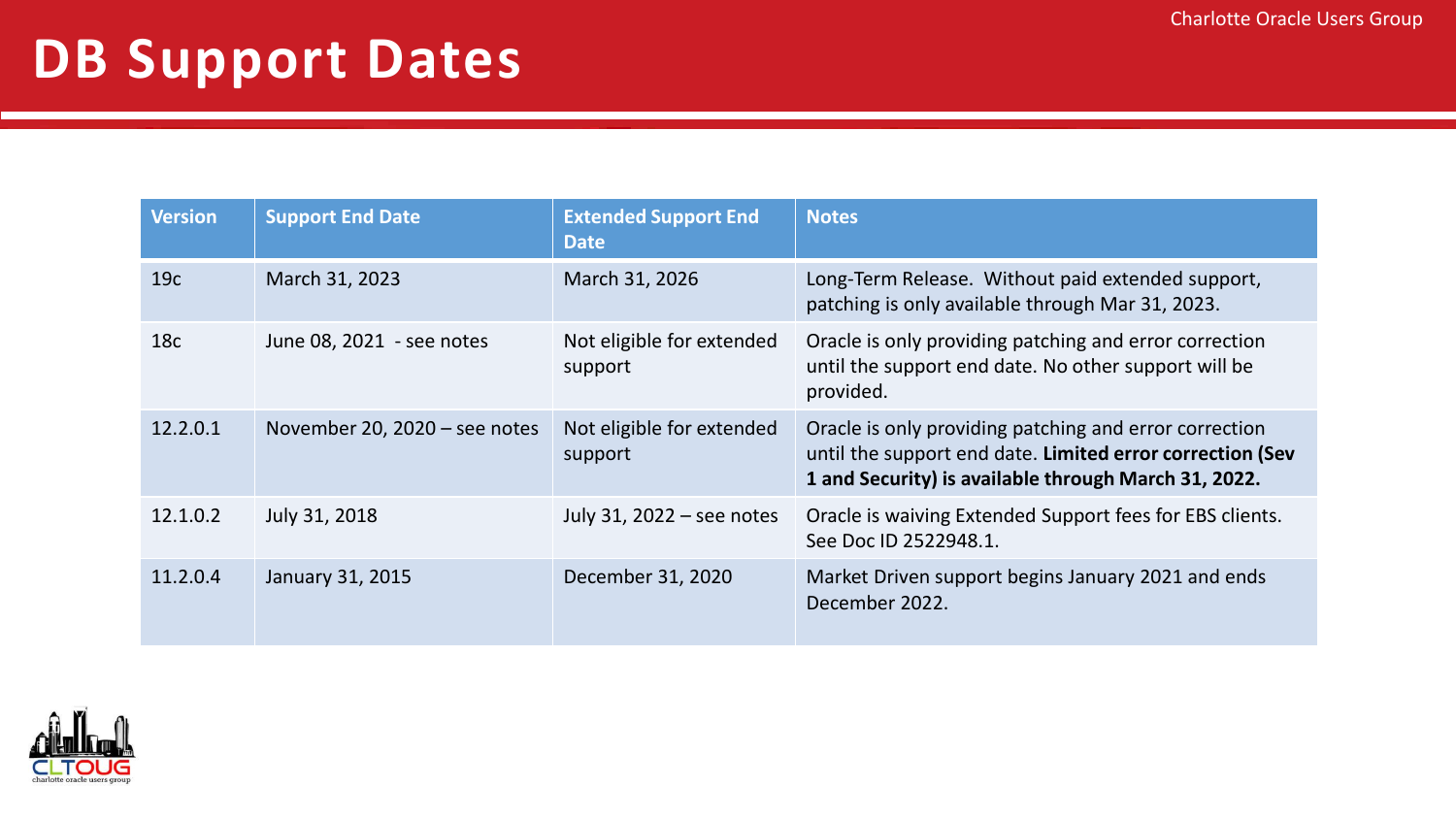# DB Support Dates

| Version | Support End Date | Extended Support End Date | Notes |
|---|---|---|---|
| 19c | March 31, 2023 | March 31, 2026 | Long-Term Release. Without paid extended support, patching is only available through Mar 31, 2023. |
| 18c | June 08, 2021 - see notes | Not eligible for extended support | Oracle is only providing patching and error correction until the support end date. No other support will be provided. |
| 12.2.0.1 | November 20, 2020 – see notes | Not eligible for extended support | Oracle is only providing patching and error correction until the support end date. **Limited error correction (Sev 1 and Security) is available through March 31, 2022.** |
| 12.1.0.2 | July 31, 2018 | July 31, 2022 – see notes | Oracle is waiving Extended Support fees for EBS clients. See Doc ID 2522948.1. |
| 11.2.0.4 | January 31, 2015 | December 31, 2020 | Market Driven support begins January 2021 and ends December 2022. |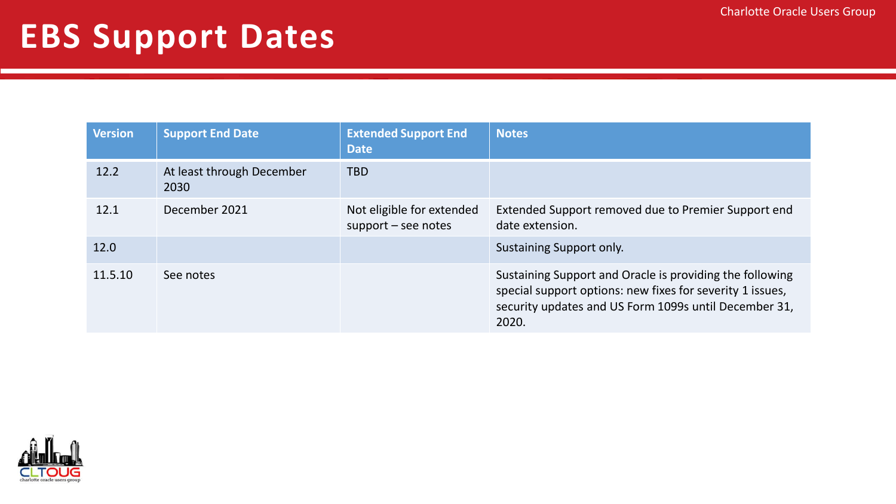# EBS Support Dates

| Version | Support End Date | Extended Support End Date | Notes |
| --- | --- | --- | --- |
| 12.2 | At least through December 2030 | TBD | |
| 12.1 | December 2021 | Not eligible for extended support – see notes | Extended Support removed due to Premier Support end date extension. |
| 12.0 | | | Sustaining Support only. |
| 11.5.10 | See notes | | Sustaining Support and Oracle is providing the following special support options: new fixes for severity 1 issues, security updates and US Form 1099s until December 31, 2020. |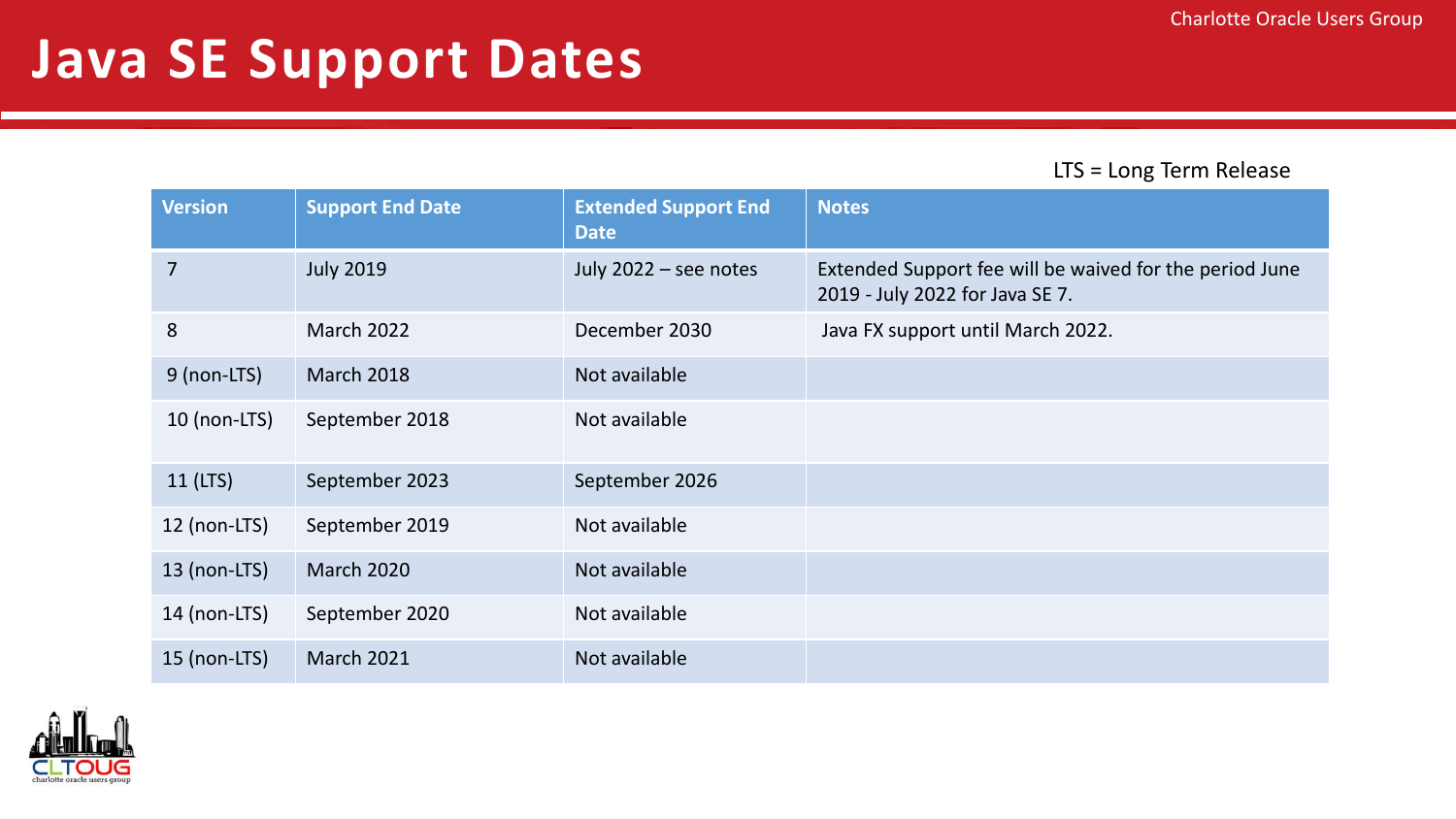# Java SE Support Dates

LTS = Long Term Release

| Version | Support End Date | Extended Support End Date | Notes |
|---|---|---|---|
| 7 | July 2019 | July 2022 – see notes | Extended Support fee will be waived for the period June 2019 - July 2022 for Java SE 7. |
| 8 | March 2022 | December 2030 | Java FX support until March 2022. |
| 9 (non-LTS) | March 2018 | Not available | |
| 10 (non-LTS) | September 2018 | Not available | |
| 11 (LTS) | September 2023 | September 2026 | |
| 12 (non-LTS) | September 2019 | Not available | |
| 13 (non-LTS) | March 2020 | Not available | |
| 14 (non-LTS) | September 2020 | Not available | |
| 15 (non-LTS) | March 2021 | Not available | |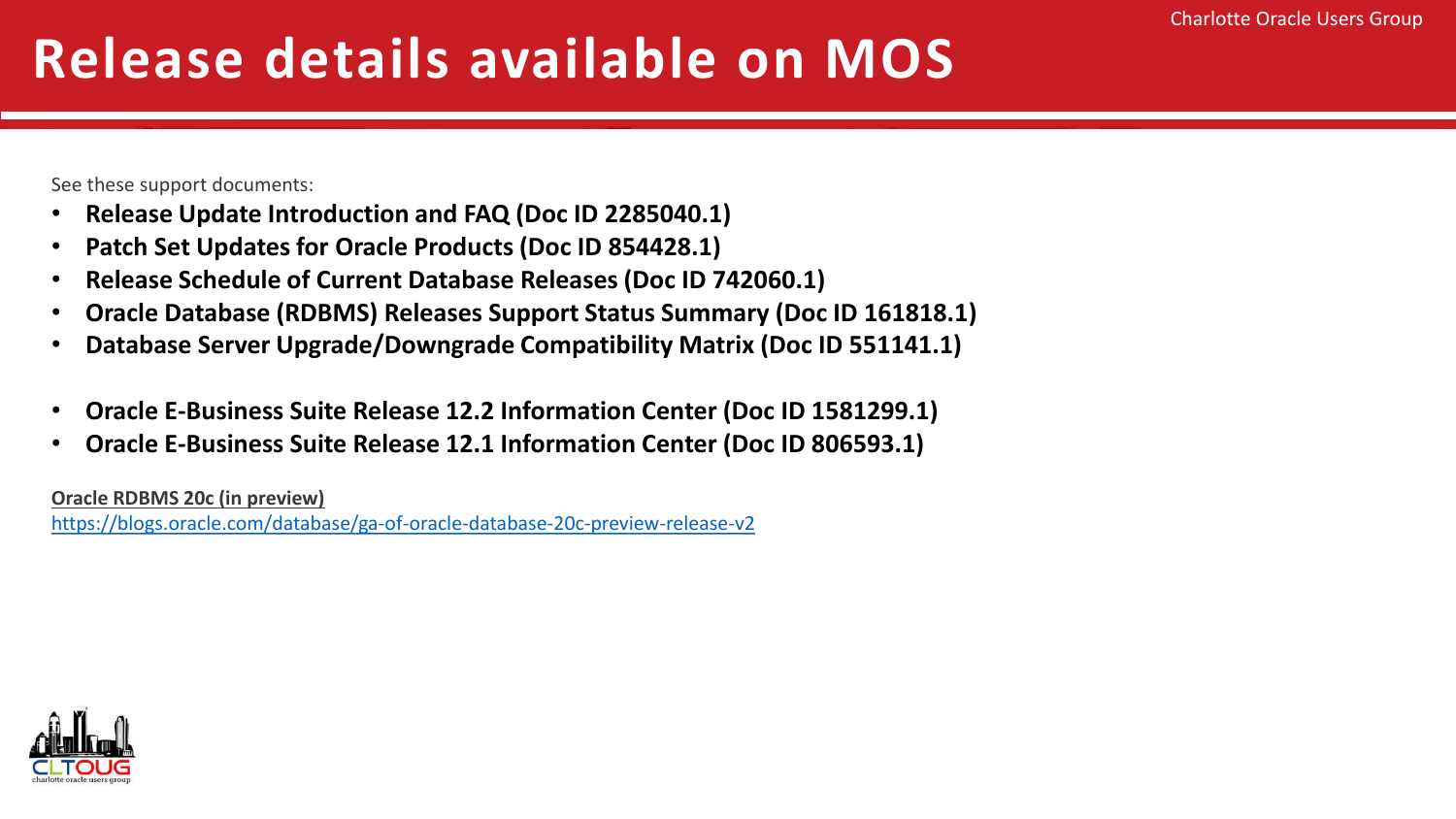# Release details available on MOS

See these support documents:

- **Release Update Introduction and FAQ (Doc ID 2285040.1)**
- **Patch Set Updates for Oracle Products (Doc ID 854428.1)**
- **Release Schedule of Current Database Releases (Doc ID 742060.1)**
- **Oracle Database (RDBMS) Releases Support Status Summary (Doc ID 161818.1)**
- **Database Server Upgrade/Downgrade Compatibility Matrix (Doc ID 551141.1)**

- **Oracle E-Business Suite Release 12.2 Information Center (Doc ID 1581299.1)**
- **Oracle E-Business Suite Release 12.1 Information Center (Doc ID 806593.1)**

**Oracle RDBMS 20c (in preview)**
https://blogs.oracle.com/database/ga-of-oracle-database-20c-preview-release-v2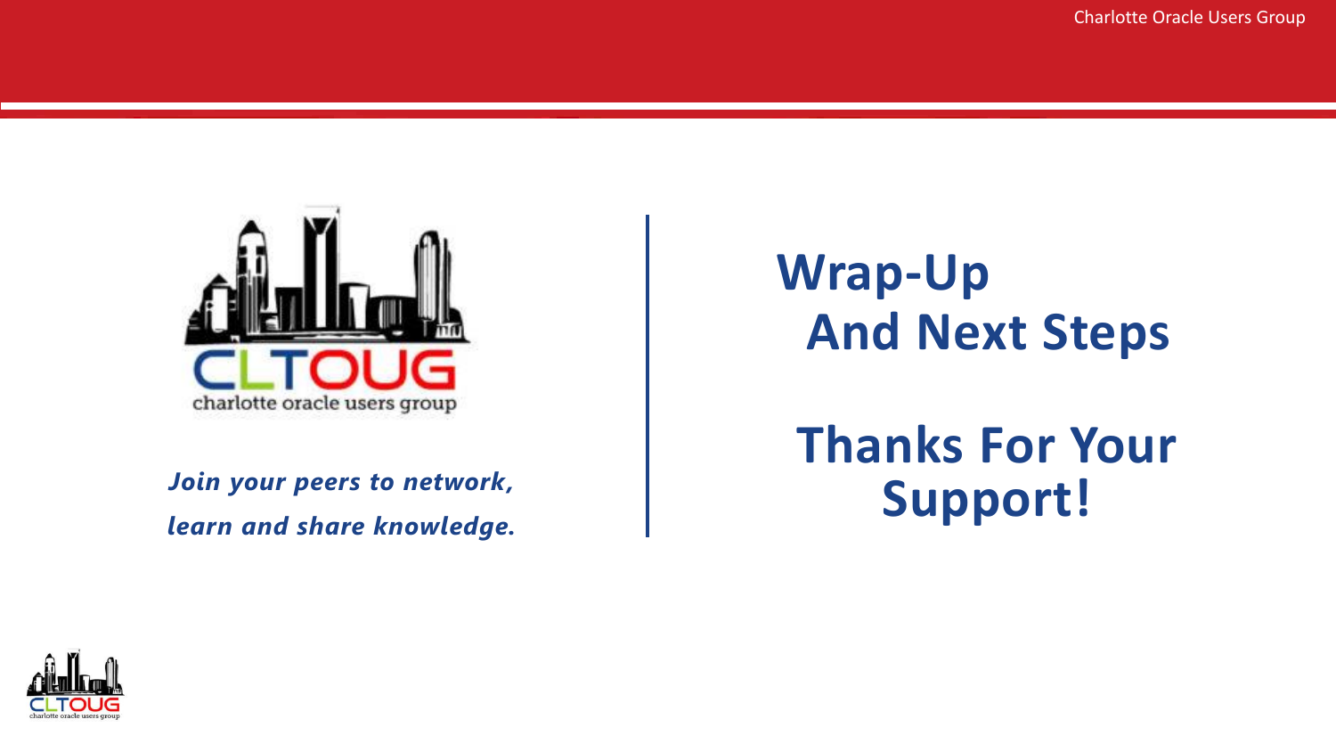charlotte oracle users group

*Join your peers to network, learn and share knowledge.*

# Wrap-Up And Next Steps

# Thanks For Your Support!